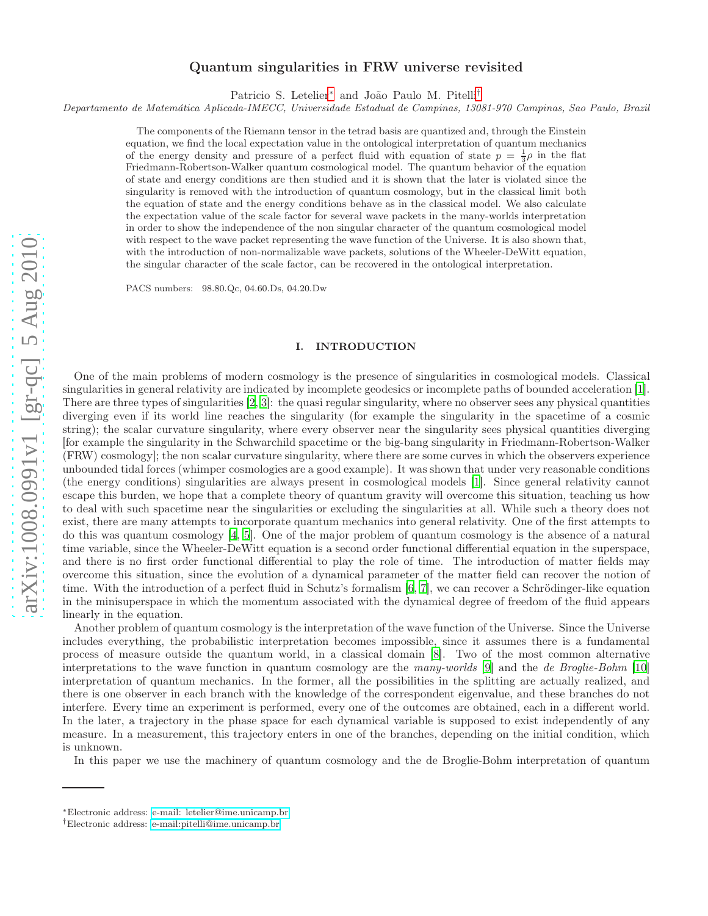# Quantum singularities in FRW universe revisited

Patricio S. Letelier[*] and João Paulo M. Pitelli[†]

*Departamento de Matemática Aplicada-IMECC, Universidade Estadual de Campinas, 13081-970 Campinas, Sao Paulo, Brazil*

The components of the Riemann tensor in the tetrad basis are quantized and, through the Einstein equation, we find the local expectation value in the ontological interpretation of quantum mechanics of the energy density and pressure of a perfect fluid with equation of state $p = \frac{1}{3}\rho$ in the flat Friedmann-Robertson-Walker quantum cosmological model. The quantum behavior of the equation of state and energy conditions are then studied and it is shown that the later is violated since the singularity is removed with the introduction of quantum cosmology, but in the classical limit both the equation of state and the energy conditions behave as in the classical model. We also calculate the expectation value of the scale factor for several wave packets in the many-worlds interpretation in order to show the independence of the non singular character of the quantum cosmological model with respect to the wave packet representing the wave function of the Universe. It is also shown that, with the introduction of non-normalizable wave packets, solutions of the Wheeler-DeWitt equation, the singular character of the scale factor, can be recovered in the ontological interpretation.

PACS numbers: 98.80.Qc, 04.60.Ds, 04.20.Dw

## I. INTRODUCTION

One of the main problems of modern cosmology is the presence of singularities in cosmological models. Classical singularities in general relativity are indicated by incomplete geodesics or incomplete paths of bounded acceleration [1]. There are three types of singularities [2, 3]: the quasi regular singularity, where no observer sees any physical quantities diverging even if its world line reaches the singularity (for example the singularity in the spacetime of a cosmic string); the scalar curvature singularity, where every observer near the singularity sees physical quantities diverging [for example the singularity in the Schwarchild spacetime or the big-bang singularity in Friedmann-Robertson-Walker (FRW) cosmology]; the non scalar curvature singularity, where there are some curves in which the observers experience unbounded tidal forces (whimper cosmologies are a good example). It was shown that under very reasonable conditions (the energy conditions) singularities are always present in cosmological models [1]. Since general relativity cannot escape this burden, we hope that a complete theory of quantum gravity will overcome this situation, teaching us how to deal with such spacetime near the singularities or excluding the singularities at all. While such a theory does not exist, there are many attempts to incorporate quantum mechanics into general relativity. One of the first attempts to do this was quantum cosmology [4, 5]. One of the major problem of quantum cosmology is the absence of a natural time variable, since the Wheeler-DeWitt equation is a second order functional differential equation in the superspace, and there is no first order functional differential to play the role of time. The introduction of matter fields may overcome this situation, since the evolution of a dynamical parameter of the matter field can recover the notion of time. With the introduction of a perfect fluid in Schutz's formalism [6, 7], we can recover a Schrödinger-like equation in the minisuperspace in which the momentum associated with the dynamical degree of freedom of the fluid appears linearly in the equation.

Another problem of quantum cosmology is the interpretation of the wave function of the Universe. Since the Universe includes everything, the probabilistic interpretation becomes impossible, since it assumes there is a fundamental process of measure outside the quantum world, in a classical domain [8]. Two of the most common alternative interpretations to the wave function in quantum cosmology are the *many-worlds* [9] and the *de Broglie-Bohm* [10] interpretation of quantum mechanics. In the former, all the possibilities in the splitting are actually realized, and there is one observer in each branch with the knowledge of the correspondent eigenvalue, and these branches do not interfere. Every time an experiment is performed, every one of the outcomes are obtained, each in a different world. In the later, a trajectory in the phase space for each dynamical variable is supposed to exist independently of any measure. In a measurement, this trajectory enters in one of the branches, depending on the initial condition, which is unknown.

In this paper we use the machinery of quantum cosmology and the de Broglie-Bohm interpretation of quantum

[*]Electronic address: e-mail: letelier@ime.unicamp.br
[†]Electronic address: e-mail:pitelli@ime.unicamp.br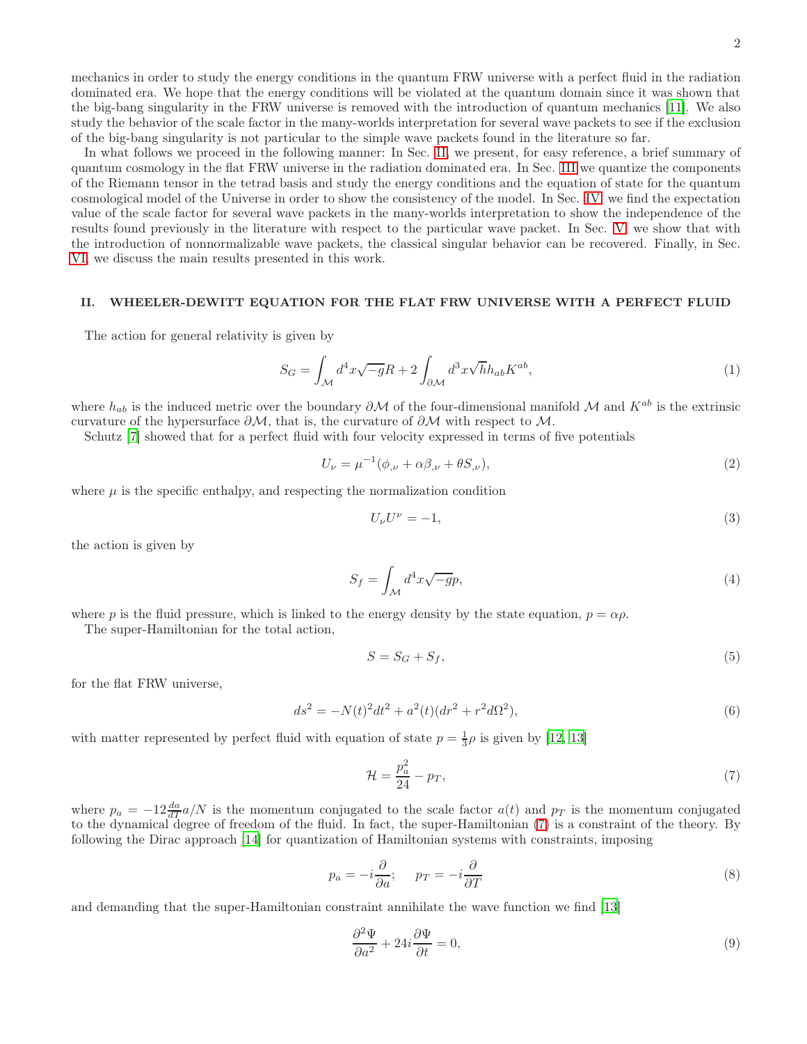mechanics in order to study the energy conditions in the quantum FRW universe with a perfect fluid in the radiation dominated era. We hope that the energy conditions will be violated at the quantum domain since it was shown that the big-bang singularity in the FRW universe is removed with the introduction of quantum mechanics [11]. We also study the behavior of the scale factor in the many-worlds interpretation for several wave packets to see if the exclusion of the big-bang singularity is not particular to the simple wave packets found in the literature so far.

In what follows we proceed in the following manner: In Sec. II, we present, for easy reference, a brief summary of quantum cosmology in the flat FRW universe in the radiation dominated era. In Sec. III we quantize the components of the Riemann tensor in the tetrad basis and study the energy conditions and the equation of state for the quantum cosmological model of the Universe in order to show the consistency of the model. In Sec. IV we find the expectation value of the scale factor for several wave packets in the many-worlds interpretation to show the independence of the results found previously in the literature with respect to the particular wave packet. In Sec. V we show that with the introduction of nonnormalizable wave packets, the classical singular behavior can be recovered. Finally, in Sec. VI, we discuss the main results presented in this work.

## II. WHEELER-DEWITT EQUATION FOR THE FLAT FRW UNIVERSE WITH A PERFECT FLUID

The action for general relativity is given by

$$S_G = \int_{\mathcal{M}} d^4x\sqrt{-g}R + 2\int_{\partial\mathcal{M}} d^3x\sqrt{h}h_{ab}K^{ab}, \tag{1}$$

where $h_{ab}$ is the induced metric over the boundary $\partial\mathcal{M}$ of the four-dimensional manifold $\mathcal{M}$ and $K^{ab}$ is the extrinsic curvature of the hypersurface $\partial\mathcal{M}$, that is, the curvature of $\partial\mathcal{M}$ with respect to $\mathcal{M}$.

Schutz [7] showed that for a perfect fluid with four velocity expressed in terms of five potentials

$$U_\nu = \mu^{-1}(\phi_{,\nu} + \alpha\beta_{,\nu} + \theta S_{,\nu}), \tag{2}$$

where $\mu$ is the specific enthalpy, and respecting the normalization condition

$$U_\nu U^\nu = -1, \tag{3}$$

the action is given by

$$S_f = \int_{\mathcal{M}} d^4x\sqrt{-g}p, \tag{4}$$

where $p$ is the fluid pressure, which is linked to the energy density by the state equation, $p = \alpha\rho$.

The super-Hamiltonian for the total action,

$$S = S_G + S_f, \tag{5}$$

for the flat FRW universe,

$$ds^2 = -N(t)^2dt^2 + a^2(t)(dr^2 + r^2d\Omega^2), \tag{6}$$

with matter represented by perfect fluid with equation of state $p = \frac{1}{3}\rho$ is given by [12, 13]

$$\mathcal{H} = \frac{p_a^2}{24} - p_T, \tag{7}$$

where $p_a = -12\frac{da}{dT}a/N$ is the momentum conjugated to the scale factor $a(t)$ and $p_T$ is the momentum conjugated to the dynamical degree of freedom of the fluid. In fact, the super-Hamiltonian (7) is a constraint of the theory. By following the Dirac approach [14] for quantization of Hamiltonian systems with constraints, imposing

$$p_a = -i\frac{\partial}{\partial a}; \quad p_T = -i\frac{\partial}{\partial T} \tag{8}$$

and demanding that the super-Hamiltonian constraint annihilate the wave function we find [13]

$$\frac{\partial^2\Psi}{\partial a^2} + 24i\frac{\partial\Psi}{\partial t} = 0, \tag{9}$$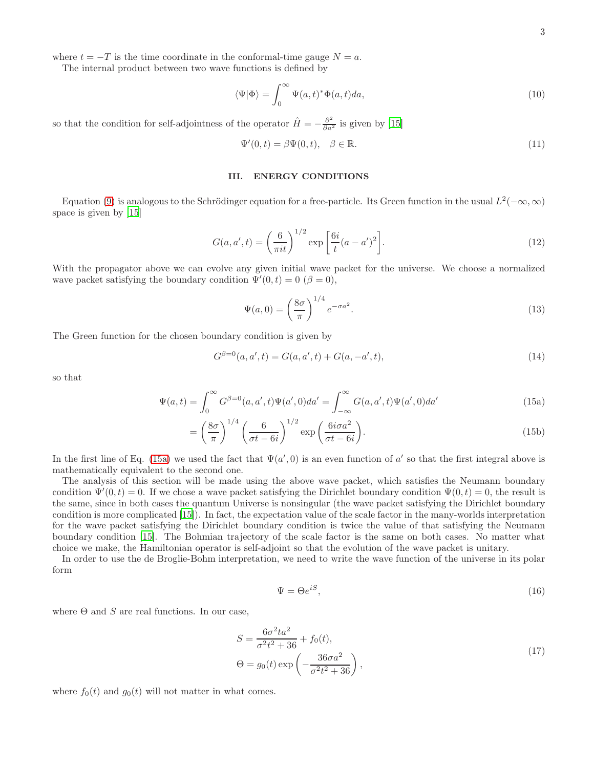where $t = -T$ is the time coordinate in the conformal-time gauge $N = a$.

The internal product between two wave functions is defined by

$$\langle \Psi | \Phi \rangle = \int_0^\infty \Psi(a,t)^* \Phi(a,t) da, \tag{10}$$

so that the condition for self-adjointness of the operator $\hat{H} = -\frac{\partial^2}{\partial a^2}$ is given by [15]

$$\Psi'(0,t) = \beta \Psi(0,t), \quad \beta \in \mathbb{R}. \tag{11}$$

## III. ENERGY CONDITIONS

Equation (9) is analogous to the Schrödinger equation for a free-particle. Its Green function in the usual $L^2(-\infty, \infty)$ space is given by [15]

$$G(a,a',t) = \left(\frac{6}{\pi i t}\right)^{1/2} \exp\left[\frac{6i}{t}(a-a')^2\right]. \tag{12}$$

With the propagator above we can evolve any given initial wave packet for the universe. We choose a normalized wave packet satisfying the boundary condition $\Psi'(0,t) = 0$ ($\beta = 0$),

$$\Psi(a,0) = \left(\frac{8\sigma}{\pi}\right)^{1/4} e^{-\sigma a^2}. \tag{13}$$

The Green function for the chosen boundary condition is given by

$$G^{\beta=0}(a,a',t) = G(a,a',t) + G(a,-a',t), \tag{14}$$

so that

$$\Psi(a,t) = \int_0^\infty G^{\beta=0}(a,a',t)\Psi(a',0)da' = \int_{-\infty}^\infty G(a,a',t)\Psi(a',0)da' \tag{15a}$$

$$= \left(\frac{8\sigma}{\pi}\right)^{1/4} \left(\frac{6}{\sigma t - 6i}\right)^{1/2} \exp\left(\frac{6i\sigma a^2}{\sigma t - 6i}\right). \tag{15b}$$

In the first line of Eq. (15a) we used the fact that $\Psi(a',0)$ is an even function of $a'$ so that the first integral above is mathematically equivalent to the second one.

The analysis of this section will be made using the above wave packet, which satisfies the Neumann boundary condition $\Psi'(0,t) = 0$. If we chose a wave packet satisfying the Dirichlet boundary condition $\Psi(0,t) = 0$, the result is the same, since in both cases the quantum Universe is nonsingular (the wave packet satisfying the Dirichlet boundary condition is more complicated [15]). In fact, the expectation value of the scale factor in the many-worlds interpretation for the wave packet satisfying the Dirichlet boundary condition is twice the value of that satisfying the Neumann boundary condition [15]. The Bohmian trajectory of the scale factor is the same on both cases. No matter what choice we make, the Hamiltonian operator is self-adjoint so that the evolution of the wave packet is unitary.

In order to use the de Broglie-Bohm interpretation, we need to write the wave function of the universe in its polar form

$$\Psi = \Theta e^{iS}, \tag{16}$$

where $\Theta$ and $S$ are real functions. In our case,

$$\begin{aligned} S &= \frac{6\sigma^2 t a^2}{\sigma^2 t^2 + 36} + f_0(t), \\ \Theta &= g_0(t) \exp\left(-\frac{36\sigma a^2}{\sigma^2 t^2 + 36}\right), \end{aligned} \tag{17}$$

where $f_0(t)$ and $g_0(t)$ will not matter in what comes.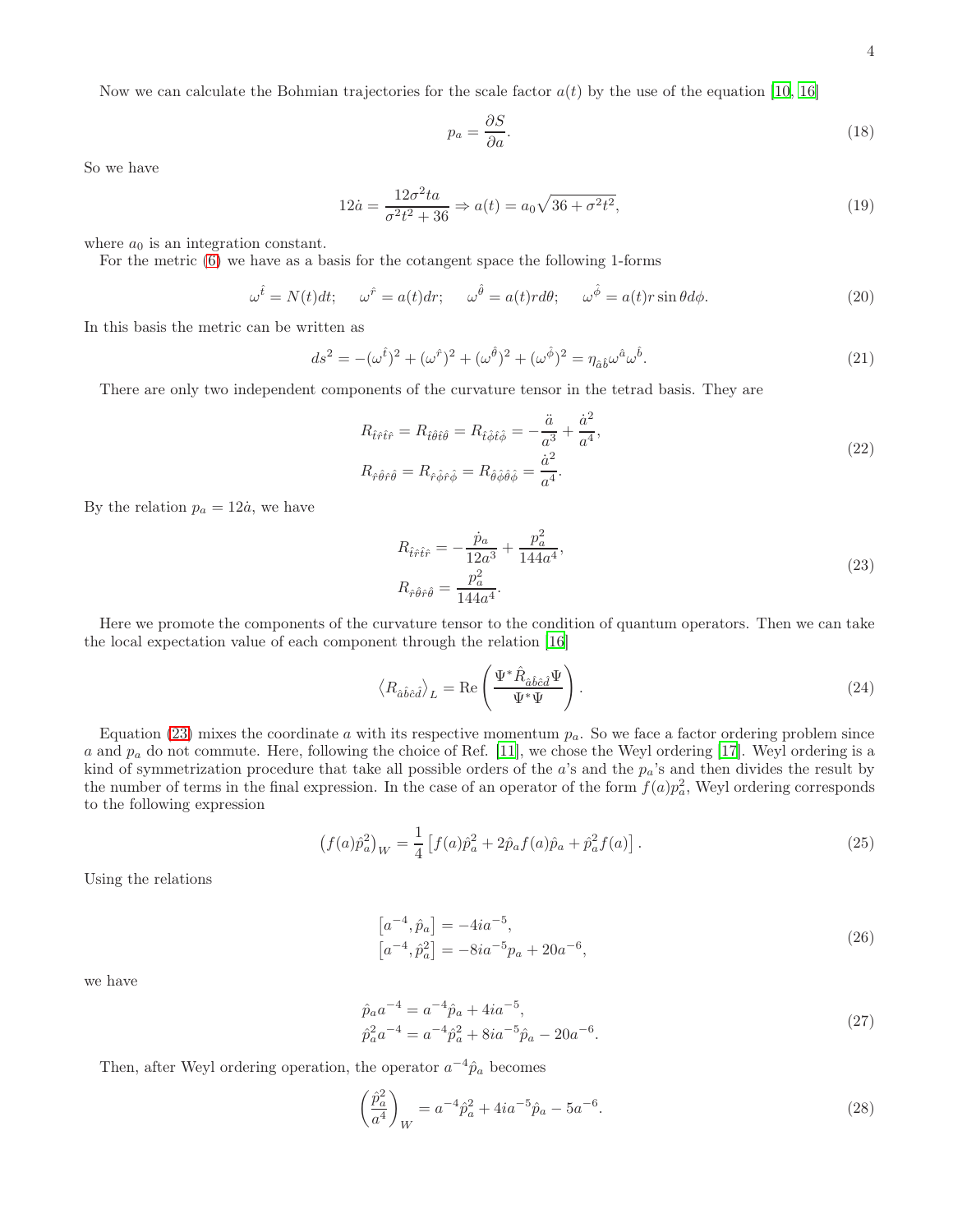Now we can calculate the Bohmian trajectories for the scale factor $a(t)$ by the use of the equation [10, 16]

$$p_a = \frac{\partial S}{\partial a}. \tag{18}$$

So we have

$$12\dot{a} = \frac{12\sigma^2 t a}{\sigma^2 t^2 + 36} \Rightarrow a(t) = a_0\sqrt{36 + \sigma^2 t^2}, \tag{19}$$

where $a_0$ is an integration constant.

For the metric (6) we have as a basis for the cotangent space the following 1-forms

$$\omega^{\hat{t}} = N(t)dt; \quad \omega^{\hat{r}} = a(t)dr; \quad \omega^{\hat{\theta}} = a(t)rd\theta; \quad \omega^{\hat{\phi}} = a(t)r\sin\theta d\phi. \tag{20}$$

In this basis the metric can be written as

$$ds^2 = -(\omega^{\hat{t}})^2 + (\omega^{\hat{r}})^2 + (\omega^{\hat{\theta}})^2 + (\omega^{\hat{\phi}})^2 = \eta_{\hat{a}\hat{b}}\omega^{\hat{a}}\omega^{\hat{b}}. \tag{21}$$

There are only two independent components of the curvature tensor in the tetrad basis. They are

$$\begin{aligned} R_{\hat{t}\hat{r}\hat{t}\hat{r}} &= R_{\hat{t}\hat{\theta}\hat{t}\hat{\theta}} = R_{\hat{t}\hat{\phi}\hat{t}\hat{\phi}} = -\frac{\ddot{a}}{a^3} + \frac{\dot{a}^2}{a^4}, \\ R_{\hat{r}\hat{\theta}\hat{r}\hat{\theta}} &= R_{\hat{r}\hat{\phi}\hat{r}\hat{\phi}} = R_{\hat{\theta}\hat{\phi}\hat{\theta}\hat{\phi}} = \frac{\dot{a}^2}{a^4}. \end{aligned} \tag{22}$$

By the relation $p_a = 12\dot{a}$, we have

$$\begin{aligned} R_{\hat{t}\hat{r}\hat{t}\hat{r}} &= -\frac{\dot{p}_a}{12a^3} + \frac{p_a^2}{144a^4}, \\ R_{\hat{r}\hat{\theta}\hat{r}\hat{\theta}} &= \frac{p_a^2}{144a^4}. \end{aligned} \tag{23}$$

Here we promote the components of the curvature tensor to the condition of quantum operators. Then we can take the local expectation value of each component through the relation [16]

$$\left\langle R_{\hat{a}\hat{b}\hat{c}\hat{d}} \right\rangle_L = \mathrm{Re}\left( \frac{\Psi^* \hat{R}_{\hat{a}\hat{b}\hat{c}\hat{d}} \Psi}{\Psi^*\Psi} \right). \tag{24}$$

Equation (23) mixes the coordinate $a$ with its respective momentum $p_a$. So we face a factor ordering problem since $a$ and $p_a$ do not commute. Here, following the choice of Ref. [11], we chose the Weyl ordering [17]. Weyl ordering is a kind of symmetrization procedure that take all possible orders of the $a$'s and the $p_a$'s and then divides the result by the number of terms in the final expression. In the case of an operator of the form $f(a)p_a^2$, Weyl ordering corresponds to the following expression

$$\left(f(a)\hat{p}_a^2\right)_W = \frac{1}{4}\left[f(a)\hat{p}_a^2 + 2\hat{p}_a f(a)\hat{p}_a + \hat{p}_a^2 f(a)\right]. \tag{25}$$

Using the relations

$$\begin{aligned} \left[a^{-4}, \hat{p}_a\right] &= -4ia^{-5}, \\ \left[a^{-4}, \hat{p}_a^2\right] &= -8ia^{-5}p_a + 20a^{-6}, \end{aligned} \tag{26}$$

we have

$$\begin{aligned} \hat{p}_a a^{-4} &= a^{-4}\hat{p}_a + 4ia^{-5}, \\ \hat{p}_a^2 a^{-4} &= a^{-4}\hat{p}_a^2 + 8ia^{-5}\hat{p}_a - 20a^{-6}. \end{aligned} \tag{27}$$

Then, after Weyl ordering operation, the operator $a^{-4}\hat{p}_a$ becomes

$$\left(\frac{\hat{p}_a^2}{a^4}\right)_W = a^{-4}\hat{p}_a^2 + 4ia^{-5}\hat{p}_a - 5a^{-6}. \tag{28}$$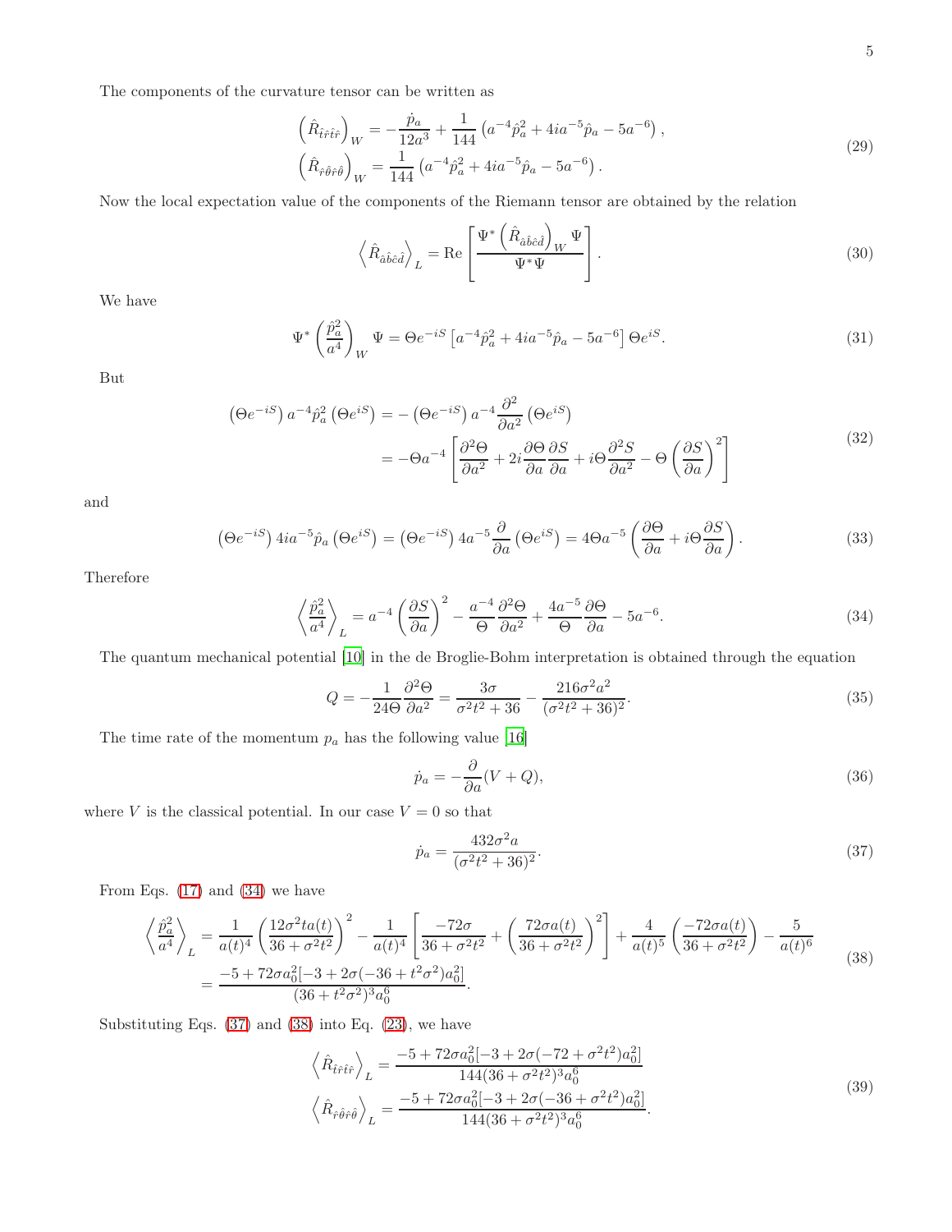The components of the curvature tensor can be written as

$$
\begin{aligned}
\left(\hat{R}_{\hat{t}\hat{r}\hat{t}\hat{r}}\right)_W &= -\frac{\dot{p}_a}{12a^3} + \frac{1}{144}\left(a^{-4}\hat{p}_a^2 + 4ia^{-5}\hat{p}_a - 5a^{-6}\right), \\
\left(\hat{R}_{\hat{r}\hat{\theta}\hat{r}\hat{\theta}}\right)_W &= \frac{1}{144}\left(a^{-4}\hat{p}_a^2 + 4ia^{-5}\hat{p}_a - 5a^{-6}\right).
\end{aligned}
\tag{29}
$$

Now the local expectation value of the components of the Riemann tensor are obtained by the relation

$$
\left\langle \hat{R}_{\hat{a}\hat{b}\hat{c}\hat{d}} \right\rangle_L = \mathrm{Re}\left[\frac{\Psi^* \left(\hat{R}_{\hat{a}\hat{b}\hat{c}\hat{d}}\right)_W \Psi}{\Psi^*\Psi}\right]. \tag{30}
$$

We have

$$
\Psi^* \left(\frac{\hat{p}_a^2}{a^4}\right)_W \Psi = \Theta e^{-iS}\left[a^{-4}\hat{p}_a^2 + 4ia^{-5}\hat{p}_a - 5a^{-6}\right]\Theta e^{iS}. \tag{31}
$$

But

$$
\begin{aligned}
\left(\Theta e^{-iS}\right) a^{-4}\hat{p}_a^2 \left(\Theta e^{iS}\right) &= -\left(\Theta e^{-iS}\right) a^{-4}\frac{\partial^2}{\partial a^2}\left(\Theta e^{iS}\right) \\
&= -\Theta a^{-4}\left[\frac{\partial^2 \Theta}{\partial a^2} + 2i\frac{\partial \Theta}{\partial a}\frac{\partial S}{\partial a} + i\Theta\frac{\partial^2 S}{\partial a^2} - \Theta\left(\frac{\partial S}{\partial a}\right)^2\right]
\end{aligned}
\tag{32}
$$

and

$$
\left(\Theta e^{-iS}\right) 4ia^{-5}\hat{p}_a \left(\Theta e^{iS}\right) = \left(\Theta e^{-iS}\right) 4a^{-5}\frac{\partial}{\partial a}\left(\Theta e^{iS}\right) = 4\Theta a^{-5}\left(\frac{\partial \Theta}{\partial a} + i\Theta\frac{\partial S}{\partial a}\right). \tag{33}
$$

Therefore

$$
\left\langle \frac{\hat{p}_a^2}{a^4} \right\rangle_L = a^{-4}\left(\frac{\partial S}{\partial a}\right)^2 - \frac{a^{-4}}{\Theta}\frac{\partial^2 \Theta}{\partial a^2} + \frac{4a^{-5}}{\Theta}\frac{\partial \Theta}{\partial a} - 5a^{-6}. \tag{34}
$$

The quantum mechanical potential [10] in the de Broglie-Bohm interpretation is obtained through the equation

$$
Q = -\frac{1}{24\Theta}\frac{\partial^2 \Theta}{\partial a^2} = \frac{3\sigma}{\sigma^2 t^2 + 36} - \frac{216\sigma^2 a^2}{(\sigma^2 t^2 + 36)^2}. \tag{35}
$$

The time rate of the momentum $p_a$ has the following value [16]

$$
\dot{p}_a = -\frac{\partial}{\partial a}(V + Q), \tag{36}
$$

where $V$ is the classical potential. In our case $V = 0$ so that

$$
\dot{p}_a = \frac{432\sigma^2 a}{(\sigma^2 t^2 + 36)^2}. \tag{37}
$$

From Eqs. (17) and (34) we have

$$
\begin{aligned}
\left\langle \frac{\hat{p}_a^2}{a^4} \right\rangle_L &= \frac{1}{a(t)^4}\left(\frac{12\sigma^2 t a(t)}{36 + \sigma^2 t^2}\right)^2 - \frac{1}{a(t)^4}\left[\frac{-72\sigma}{36 + \sigma^2 t^2} + \left(\frac{72\sigma a(t)}{36 + \sigma^2 t^2}\right)^2\right] + \frac{4}{a(t)^5}\left(\frac{-72\sigma a(t)}{36 + \sigma^2 t^2}\right) - \frac{5}{a(t)^6} \\
&= \frac{-5 + 72\sigma a_0^2[-3 + 2\sigma(-36 + t^2\sigma^2)a_0^2]}{(36 + t^2\sigma^2)^3 a_0^6}.
\end{aligned}
\tag{38}
$$

Substituting Eqs. (37) and (38) into Eq. (23), we have

$$
\begin{aligned}
\left\langle \hat{R}_{\hat{t}\hat{r}\hat{t}\hat{r}} \right\rangle_L &= \frac{-5 + 72\sigma a_0^2[-3 + 2\sigma(-72 + \sigma^2 t^2)a_0^2]}{144(36 + \sigma^2 t^2)^3 a_0^6} \\
\left\langle \hat{R}_{\hat{r}\hat{\theta}\hat{r}\hat{\theta}} \right\rangle_L &= \frac{-5 + 72\sigma a_0^2[-3 + 2\sigma(-36 + \sigma^2 t^2)a_0^2]}{144(36 + \sigma^2 t^2)^3 a_0^6}.
\end{aligned}
\tag{39}
$$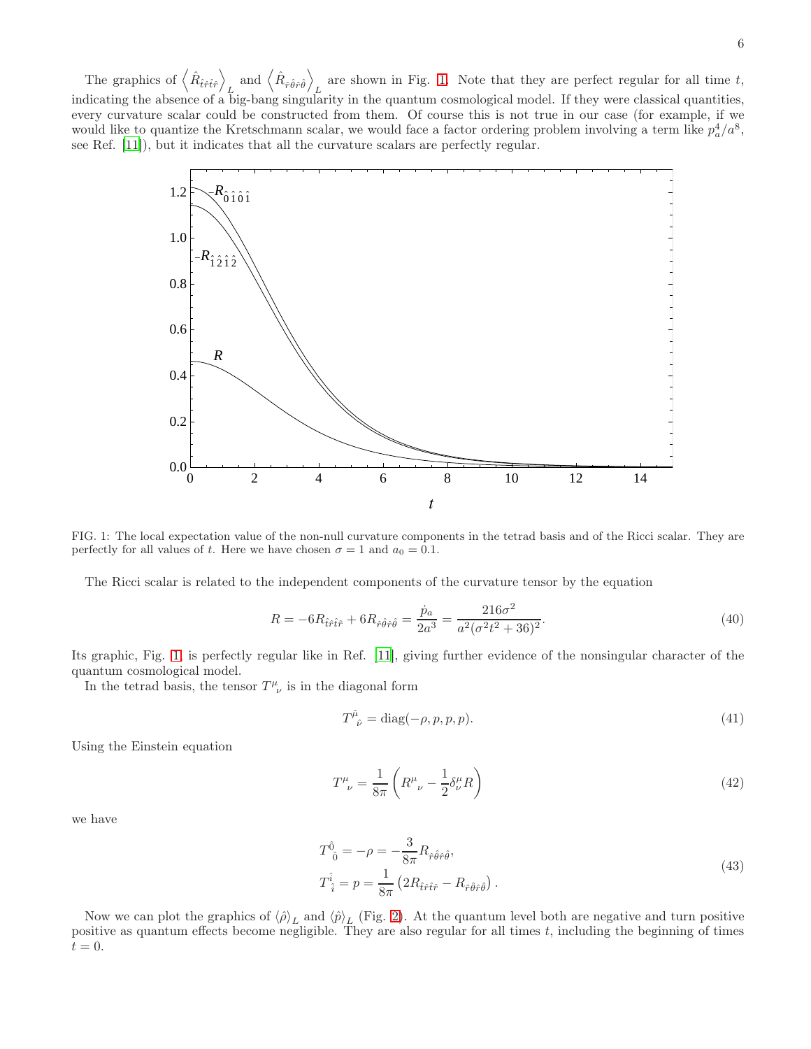The graphics of $\left\langle \hat{R}_{\hat{t}\hat{r}\hat{t}\hat{r}} \right\rangle_L$ and $\left\langle \hat{R}_{\hat{r}\hat{\theta}\hat{r}\hat{\theta}} \right\rangle_L$ are shown in Fig. 1. Note that they are perfect regular for all time $t$, indicating the absence of a big-bang singularity in the quantum cosmological model. If they were classical quantities, every curvature scalar could be constructed from them. Of course this is not true in our case (for example, if we would like to quantize the Kretschmann scalar, we would face a factor ordering problem involving a term like $p_a^4/a^8$, see Ref. [11]), but it indicates that all the curvature scalars are perfectly regular.

FIG. 1: The local expectation value of the non-null curvature components in the tetrad basis and of the Ricci scalar. They are perfectly for all values of $t$. Here we have chosen $\sigma = 1$ and $a_0 = 0.1$.

The Ricci scalar is related to the independent components of the curvature tensor by the equation

$$R = -6R_{\hat{t}\hat{r}\hat{t}\hat{r}} + 6R_{\hat{r}\hat{\theta}\hat{r}\hat{\theta}} = \frac{\dot{p}_a}{2a^3} = \frac{216\sigma^2}{a^2(\sigma^2 t^2 + 36)^2}. \tag{40}$$

Its graphic, Fig. 1, is perfectly regular like in Ref. [11], giving further evidence of the nonsingular character of the quantum cosmological model.

In the tetrad basis, the tensor $T^{\mu}{}_{\nu}$ is in the diagonal form

$$T^{\hat{\mu}}{}_{\hat{\nu}} = \text{diag}(-\rho, p, p, p). \tag{41}$$

Using the Einstein equation

$$T^{\mu}{}_{\nu} = \frac{1}{8\pi}\left(R^{\mu}{}_{\nu} - \frac{1}{2}\delta^{\mu}_{\nu} R\right) \tag{42}$$

we have

$$\begin{aligned} T^{\hat{0}}{}_{\hat{0}} &= -\rho = -\frac{3}{8\pi} R_{\hat{r}\hat{\theta}\hat{r}\hat{\theta}}, \\ T^{\hat{i}}{}_{\hat{i}} &= p = \frac{1}{8\pi}\left(2R_{\hat{t}\hat{r}\hat{t}\hat{r}} - R_{\hat{r}\hat{\theta}\hat{r}\hat{\theta}}\right). \end{aligned} \tag{43}$$

Now we can plot the graphics of $\langle\hat{\rho}\rangle_L$ and $\langle\hat{p}\rangle_L$ (Fig. 2). At the quantum level both are negative and turn positive positive as quantum effects become negligible. They are also regular for all times $t$, including the beginning of times $t = 0$.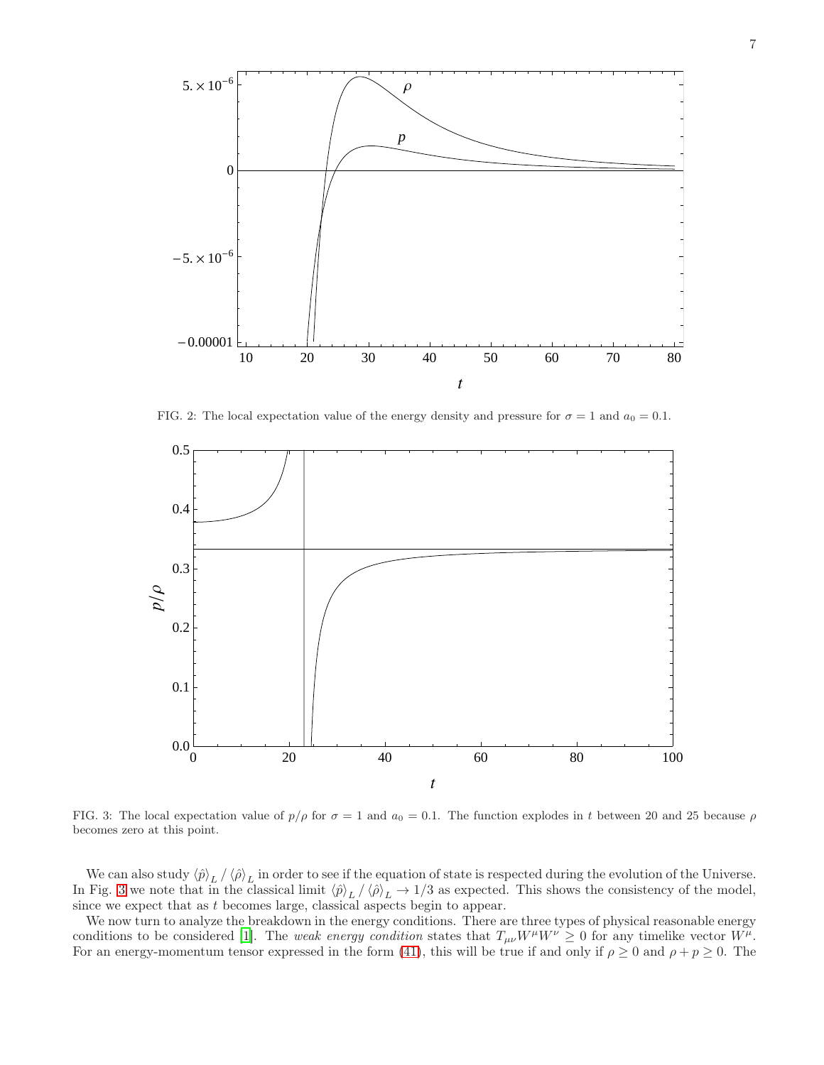FIG. 2: The local expectation value of the energy density and pressure for $\sigma = 1$ and $a_0 = 0.1$.

FIG. 3: The local expectation value of $p/\rho$ for $\sigma = 1$ and $a_0 = 0.1$. The function explodes in $t$ between 20 and 25 because $\rho$ becomes zero at this point.

We can also study $\langle \hat{p} \rangle_L / \langle \hat{\rho} \rangle_L$ in order to see if the equation of state is respected during the evolution of the Universe. In Fig. 3 we note that in the classical limit $\langle \hat{p} \rangle_L / \langle \hat{\rho} \rangle_L \to 1/3$ as expected. This shows the consistency of the model, since we expect that as $t$ becomes large, classical aspects begin to appear.

We now turn to analyze the breakdown in the energy conditions. There are three types of physical reasonable energy conditions to be considered [1]. The *weak energy condition* states that $T_{\mu\nu} W^\mu W^\nu \geq 0$ for any timelike vector $W^\mu$. For an energy-momentum tensor expressed in the form (41), this will be true if and only if $\rho \geq 0$ and $\rho + p \geq 0$. The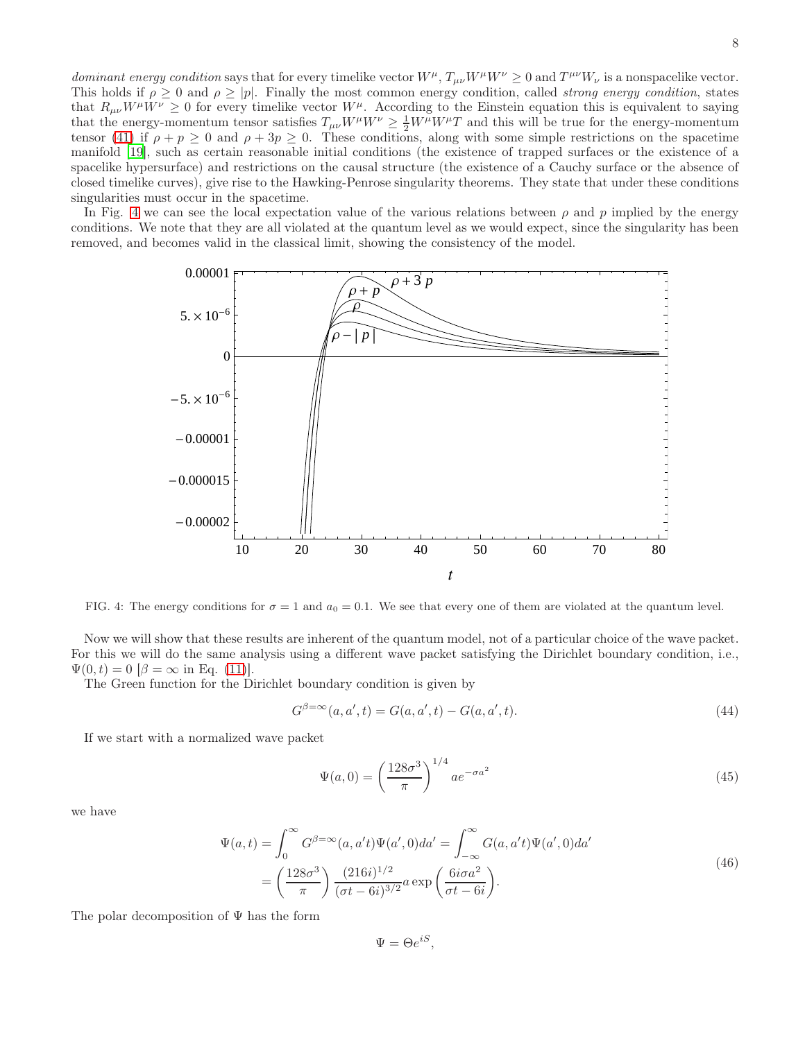*dominant energy condition* says that for every timelike vector $W^\mu$, $T_{\mu\nu}W^\mu W^\nu \geq 0$ and $T^{\mu\nu}W_\nu$ is a nonspacelike vector. This holds if $\rho \geq 0$ and $\rho \geq |p|$. Finally the most common energy condition, called *strong energy condition*, states that $R_{\mu\nu}W^\mu W^\nu \geq 0$ for every timelike vector $W^\mu$. According to the Einstein equation this is equivalent to saying that the energy-momentum tensor satisfies $T_{\mu\nu}W^\mu W^\nu \geq \frac{1}{2}W^\mu W^\mu T$ and this will be true for the energy-momentum tensor (41) if $\rho + p \geq 0$ and $\rho + 3p \geq 0$. These conditions, along with some simple restrictions on the spacetime manifold [19], such as certain reasonable initial conditions (the existence of trapped surfaces or the existence of a spacelike hypersurface) and restrictions on the causal structure (the existence of a Cauchy surface or the absence of closed timelike curves), give rise to the Hawking-Penrose singularity theorems. They state that under these conditions singularities must occur in the spacetime.

In Fig. 4 we can see the local expectation value of the various relations between $\rho$ and $p$ implied by the energy conditions. We note that they are all violated at the quantum level as we would expect, since the singularity has been removed, and becomes valid in the classical limit, showing the consistency of the model.

FIG. 4: The energy conditions for $\sigma = 1$ and $a_0 = 0.1$. We see that every one of them are violated at the quantum level.

Now we will show that these results are inherent of the quantum model, not of a particular choice of the wave packet. For this we will do the same analysis using a different wave packet satisfying the Dirichlet boundary condition, i.e., $\Psi(0,t) = 0$ [$\beta = \infty$ in Eq. (11)].

The Green function for the Dirichlet boundary condition is given by

$$G^{\beta=\infty}(a, a', t) = G(a, a', t) - G(a, a', t). \tag{44}$$

If we start with a normalized wave packet

$$\Psi(a, 0) = \left(\frac{128\sigma^3}{\pi}\right)^{1/4} a e^{-\sigma a^2} \tag{45}$$

we have

$$\begin{aligned}\Psi(a,t) &= \int_0^\infty G^{\beta=\infty}(a, a't)\Psi(a', 0)da' = \int_{-\infty}^\infty G(a, a't)\Psi(a', 0)da' \\ &= \left(\frac{128\sigma^3}{\pi}\right)\frac{(216i)^{1/2}}{(\sigma t - 6i)^{3/2}} a \exp\left(\frac{6i\sigma a^2}{\sigma t - 6i}\right).\end{aligned} \tag{46}$$

The polar decomposition of $\Psi$ has the form

$$\Psi = \Theta e^{iS},$$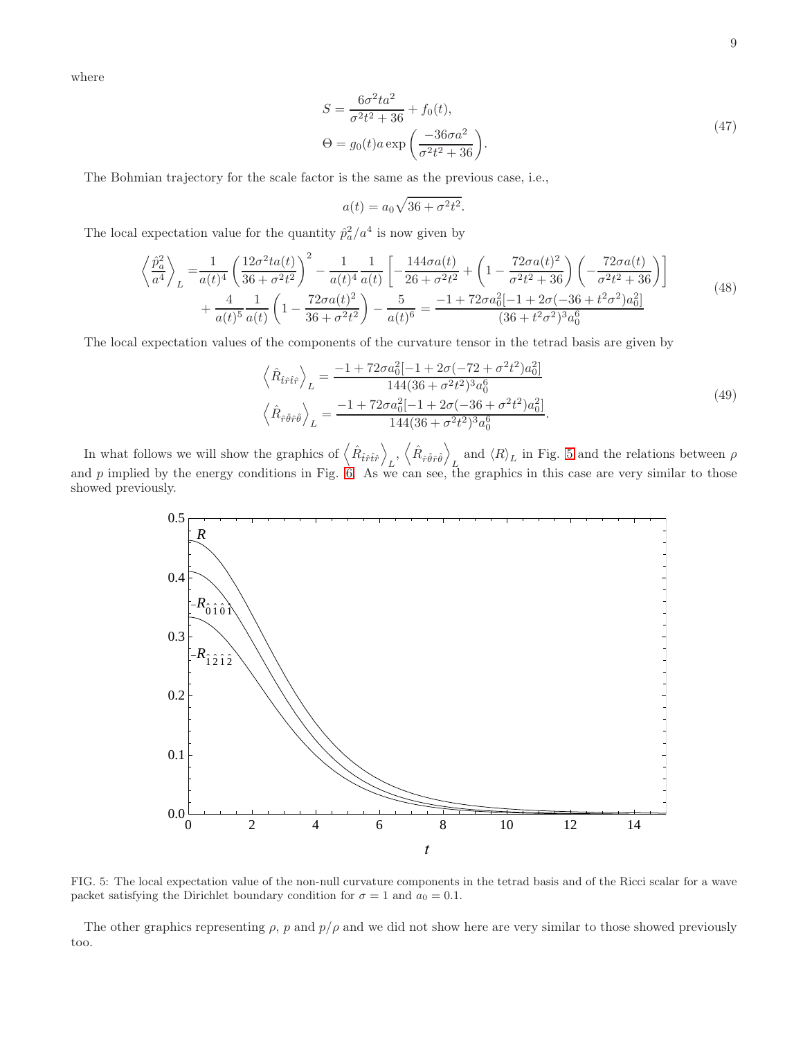where

$$
\begin{aligned}
S &= \frac{6\sigma^2 t a^2}{\sigma^2 t^2 + 36} + f_0(t), \\
\Theta &= g_0(t) a \exp\left(\frac{-36\sigma a^2}{\sigma^2 t^2 + 36}\right).
\end{aligned}
\tag{47}
$$

The Bohmian trajectory for the scale factor is the same as the previous case, i.e.,

$$
a(t) = a_0\sqrt{36 + \sigma^2 t^2}.
$$

The local expectation value for the quantity $\hat{p}_a^2/a^4$ is now given by

$$
\begin{aligned}
\left\langle \frac{\hat{p}_a^2}{a^4} \right\rangle_L =& \frac{1}{a(t)^4}\left(\frac{12\sigma^2 t a(t)}{36+\sigma^2 t^2}\right)^2 - \frac{1}{a(t)^4}\frac{1}{a(t)}\left[-\frac{144\sigma a(t)}{26+\sigma^2 t^2} + \left(1 - \frac{72\sigma a(t)^2}{\sigma^2 t^2 + 36}\right)\left(-\frac{72\sigma a(t)}{\sigma^2 t^2 + 36}\right)\right] \\
&+ \frac{4}{a(t)^5}\frac{1}{a(t)}\left(1 - \frac{72\sigma a(t)^2}{36+\sigma^2 t^2}\right) - \frac{5}{a(t)^6} = \frac{-1 + 72\sigma a_0^2[-1 + 2(\sigma(-36 + t^2\sigma^2)a_0^2]}{(36 + t^2\sigma^2)^3 a_0^6}
\end{aligned}
\tag{48}
$$

The local expectation values of the components of the curvature tensor in the tetrad basis are given by

$$
\begin{aligned}
\left\langle \hat{R}_{\hat{t}\hat{r}\hat{t}\hat{r}} \right\rangle_L &= \frac{-1 + 72\sigma a_0^2[-1 + 2\sigma(-72 + \sigma^2 t^2)a_0^2]}{144(36 + \sigma^2 t^2)^3 a_0^6} \\
\left\langle \hat{R}_{\hat{r}\hat{\theta}\hat{r}\hat{\theta}} \right\rangle_L &= \frac{-1 + 72\sigma a_0^2[-1 + 2\sigma(-36 + \sigma^2 t^2)a_0^2]}{144(36 + \sigma^2 t^2)^3 a_0^6}.
\end{aligned}
\tag{49}
$$

In what follows we will show the graphics of $\left\langle \hat{R}_{\hat{t}\hat{r}\hat{t}\hat{r}} \right\rangle_L$, $\left\langle \hat{R}_{\hat{r}\hat{\theta}\hat{r}\hat{\theta}} \right\rangle_L$ and $\langle R \rangle_L$ in Fig. 5 and the relations between $\rho$ and $p$ implied by the energy conditions in Fig. 6. As we can see, the graphics in this case are very similar to those showed previously.

FIG. 5: The local expectation value of the non-null curvature components in the tetrad basis and of the Ricci scalar for a wave packet satisfying the Dirichlet boundary condition for $\sigma = 1$ and $a_0 = 0.1$.

The other graphics representing $\rho$, $p$ and $p/\rho$ and we did not show here are very similar to those showed previously too.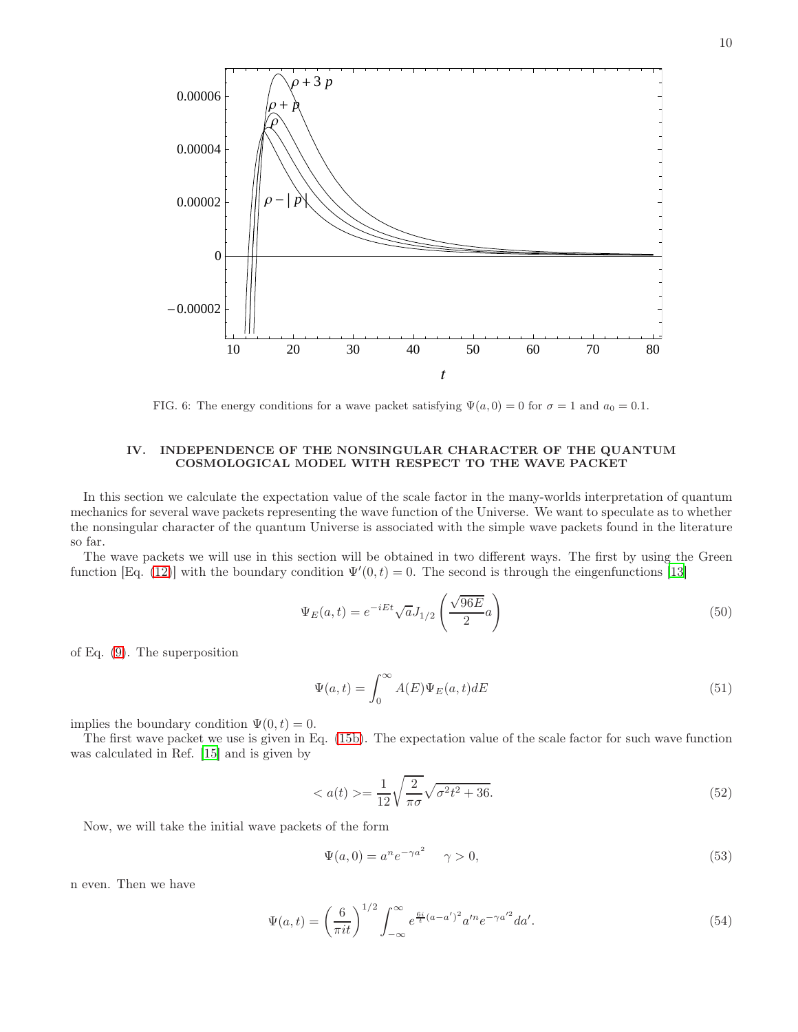FIG. 6: The energy conditions for a wave packet satisfying $\Psi(a,0) = 0$ for $\sigma = 1$ and $a_0 = 0.1$.

## IV. INDEPENDENCE OF THE NONSINGULAR CHARACTER OF THE QUANTUM COSMOLOGICAL MODEL WITH RESPECT TO THE WAVE PACKET

In this section we calculate the expectation value of the scale factor in the many-worlds interpretation of quantum mechanics for several wave packets representing the wave function of the Universe. We want to speculate as to whether the nonsingular character of the quantum Universe is associated with the simple wave packets found in the literature so far.

The wave packets we will use in this section will be obtained in two different ways. The first by using the Green function [Eq. (12)] with the boundary condition $\Psi'(0,t) = 0$. The second is through the eingenfunctions [13]

$$\Psi_E(a,t) = e^{-iEt}\sqrt{a}J_{1/2}\left(\frac{\sqrt{96E}}{2}a\right) \tag{50}$$

of Eq. (9). The superposition

$$\Psi(a,t) = \int_0^\infty A(E)\Psi_E(a,t)dE \tag{51}$$

implies the boundary condition $\Psi(0,t) = 0$.

The first wave packet we use is given in Eq. (15b). The expectation value of the scale factor for such wave function was calculated in Ref. [15] and is given by

$$< a(t) >= \frac{1}{12}\sqrt{\frac{2}{\pi\sigma}}\sqrt{\sigma^2 t^2 + 36}. \tag{52}$$

Now, we will take the initial wave packets of the form

$$\Psi(a,0) = a^n e^{-\gamma a^2} \qquad \gamma > 0, \tag{53}$$

n even. Then we have

$$\Psi(a,t) = \left(\frac{6}{\pi i t}\right)^{1/2}\int_{-\infty}^{\infty} e^{\frac{6i}{t}(a-a')^2} a'^n e^{-\gamma a'^2} da'. \tag{54}$$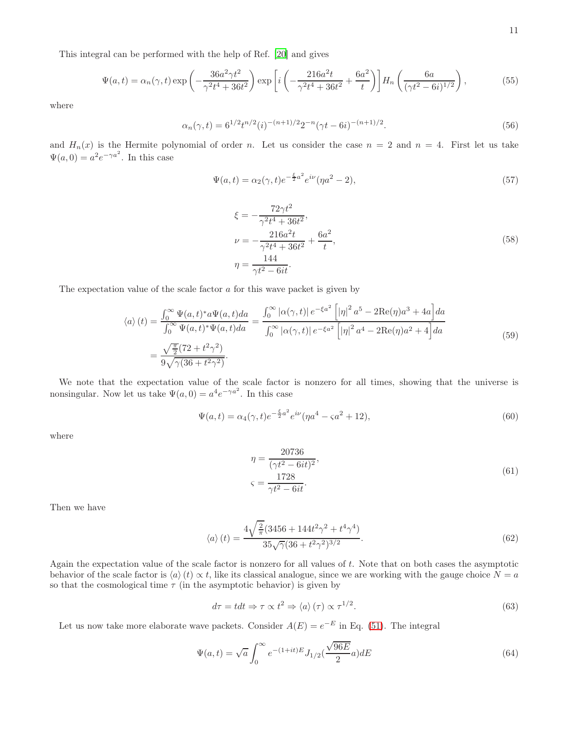This integral can be performed with the help of Ref. [20] and gives

$$\Psi(a,t) = \alpha_n(\gamma,t) \exp\left(-\frac{36a^2\gamma t^2}{\gamma^2 t^4 + 36t^2}\right) \exp\left[i\left(-\frac{216a^2 t}{\gamma^2 t^4 + 36t^2} + \frac{6a^2}{t}\right)\right] H_n\left(\frac{6a}{(\gamma t^2 - 6i)^{1/2}}\right), \tag{55}$$

where

$$\alpha_n(\gamma,t) = 6^{1/2} t^{n/2} (i)^{-(n+1)/2} 2^{-n} (\gamma t - 6i)^{-(n+1)/2}. \tag{56}$$

and $H_n(x)$ is the Hermite polynomial of order $n$. Let us consider the case $n = 2$ and $n = 4$. First let us take $\Psi(a,0) = a^2 e^{-\gamma a^2}$. In this case

$$\Psi(a,t) = \alpha_2(\gamma,t) e^{-\frac{\xi}{2}a^2} e^{i\nu} (\eta a^2 - 2), \tag{57}$$

$$\begin{aligned}
\xi &= -\frac{72\gamma t^2}{\gamma^2 t^4 + 36t^2}, \\
\nu &= -\frac{216a^2 t}{\gamma^2 t^4 + 36t^2} + \frac{6a^2}{t}, \\
\eta &= \frac{144}{\gamma t^2 - 6it}.
\end{aligned} \tag{58}$$

The expectation value of the scale factor $a$ for this wave packet is given by

$$\begin{aligned}
\langle a \rangle (t) &= \frac{\int_0^\infty \Psi(a,t)^* a \Psi(a,t) da}{\int_0^\infty \Psi(a,t)^* \Psi(a,t) da} = \frac{\int_0^\infty |\alpha(\gamma,t)| e^{-\xi a^2} \left[|\eta|^2 a^5 - 2\mathrm{Re}(\eta) a^3 + 4a\right] da}{\int_0^\infty |\alpha(\gamma,t)| e^{-\xi a^2} \left[|\eta|^2 a^4 - 2\mathrm{Re}(\eta) a^2 + 4\right] da} \\
&= \frac{\sqrt{\frac{\pi}{2}}(72 + t^2\gamma^2)}{9\sqrt{\gamma(36 + t^2\gamma^2)}}.
\end{aligned} \tag{59}$$

We note that the expectation value of the scale factor is nonzero for all times, showing that the universe is nonsingular. Now let us take $\Psi(a,0) = a^4 e^{-\gamma a^2}$. In this case

$$\Psi(a,t) = \alpha_4(\gamma,t) e^{-\frac{\xi}{2}a^2} e^{i\nu} (\eta a^4 - \varsigma a^2 + 12), \tag{60}$$

where

$$\begin{aligned}
\eta &= \frac{20736}{(\gamma t^2 - 6it)^2}, \\
\varsigma &= \frac{1728}{\gamma t^2 - 6it}.
\end{aligned} \tag{61}$$

Then we have

$$\langle a \rangle (t) = \frac{4\sqrt{\frac{2}{\pi}}(3456 + 144t^2\gamma^2 + t^4\gamma^4)}{35\sqrt{\gamma}(36 + t^2\gamma^2)^{3/2}}. \tag{62}$$

Again the expectation value of the scale factor is nonzero for all values of $t$. Note that on both cases the asymptotic behavior of the scale factor is $\langle a \rangle (t) \propto t$, like its classical analogue, since we are working with the gauge choice $N = a$ so that the cosmological time $\tau$ (in the asymptotic behavior) is given by

$$d\tau = t dt \Rightarrow \tau \propto t^2 \Rightarrow \langle a \rangle (\tau) \propto \tau^{1/2}. \tag{63}$$

Let us now take more elaborate wave packets. Consider $A(E) = e^{-E}$ in Eq. (51). The integral

$$\Psi(a,t) = \sqrt{a} \int_0^\infty e^{-(1+it)E} J_{1/2}\left(\frac{\sqrt{96E}}{2} a\right) dE \tag{64}$$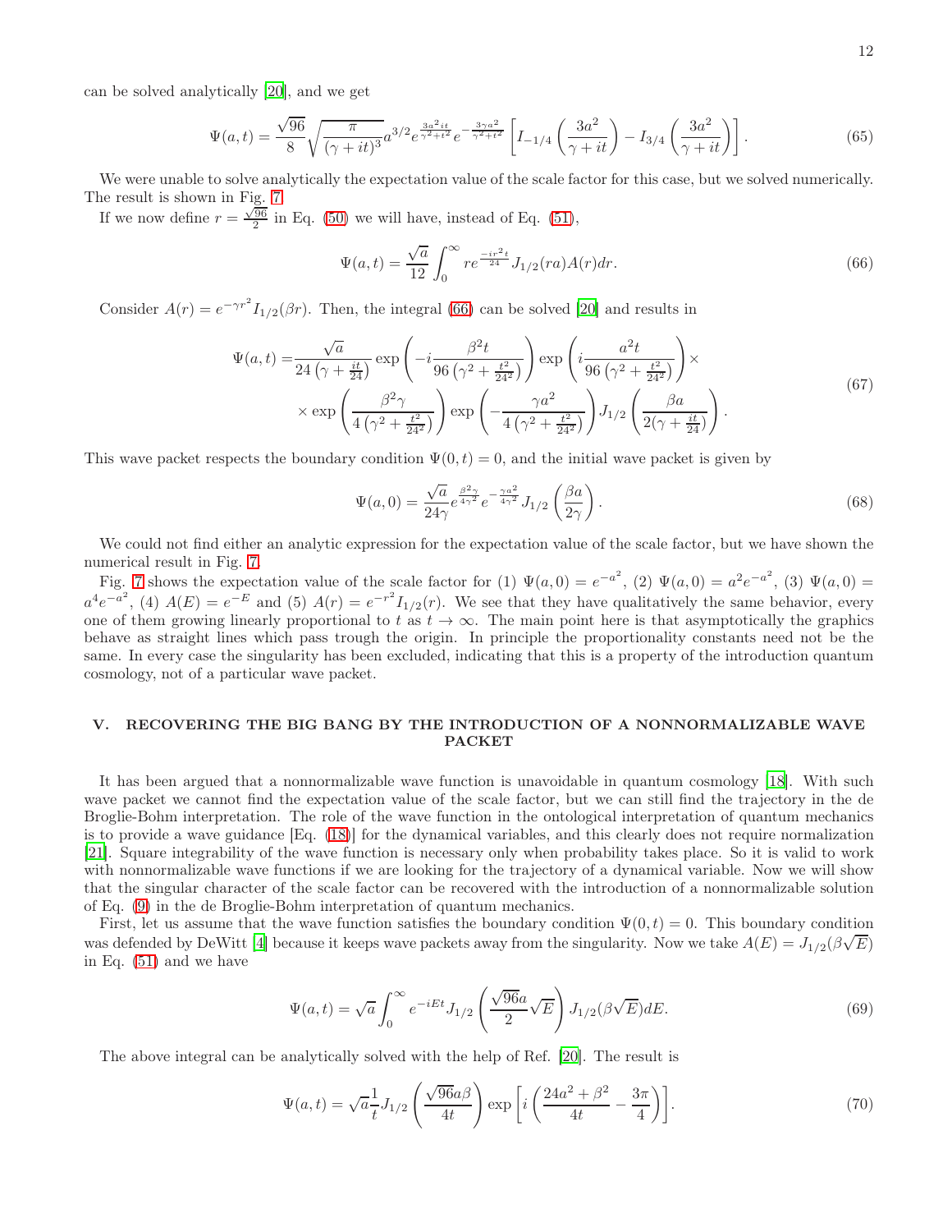can be solved analytically [20], and we get

$$\Psi(a,t) = \frac{\sqrt{96}}{8}\sqrt{\frac{\pi}{(\gamma+it)^3}}a^{3/2}e^{\frac{3a^2it}{\gamma^2+t^2}}e^{-\frac{3\gamma a^2}{\gamma^2+t^2}}\left[I_{-1/4}\left(\frac{3a^2}{\gamma+it}\right) - I_{3/4}\left(\frac{3a^2}{\gamma+it}\right)\right]. \tag{65}$$

We were unable to solve analytically the expectation value of the scale factor for this case, but we solved numerically. The result is shown in Fig. 7.

If we now define $r = \frac{\sqrt{96}}{2}$ in Eq. (50) we will have, instead of Eq. (51),

$$\Psi(a,t) = \frac{\sqrt{a}}{12}\int_0^\infty re^{\frac{-ir^2t}{24}}J_{1/2}(ra)A(r)dr. \tag{66}$$

Consider $A(r) = e^{-\gamma r^2}I_{1/2}(\beta r)$. Then, the integral (66) can be solved [20] and results in

$$\begin{aligned}\Psi(a,t) =&\frac{\sqrt{a}}{24\left(\gamma+\frac{it}{24}\right)}\exp\left(-i\frac{\beta^2 t}{96\left(\gamma^2+\frac{t^2}{24^2}\right)}\right)\exp\left(i\frac{a^2 t}{96\left(\gamma^2+\frac{t^2}{24^2}\right)}\right)\times\\ &\times\exp\left(\frac{\beta^2\gamma}{4\left(\gamma^2+\frac{t^2}{24^2}\right)}\right)\exp\left(-\frac{\gamma a^2}{4\left(\gamma^2+\frac{t^2}{24^2}\right)}\right)J_{1/2}\left(\frac{\beta a}{2(\gamma+\frac{it}{24})}\right).\end{aligned} \tag{67}$$

This wave packet respects the boundary condition $\Psi(0,t) = 0$, and the initial wave packet is given by

$$\Psi(a,0) = \frac{\sqrt{a}}{24\gamma}e^{\frac{\beta^2\gamma}{4\gamma^2}}e^{-\frac{\gamma a^2}{4\gamma^2}}J_{1/2}\left(\frac{\beta a}{2\gamma}\right). \tag{68}$$

We could not find either an analytic expression for the expectation value of the scale factor, but we have shown the numerical result in Fig. 7.

Fig. 7 shows the expectation value of the scale factor for (1) $\Psi(a,0) = e^{-a^2}$, (2) $\Psi(a,0) = a^2e^{-a^2}$, (3) $\Psi(a,0) = a^4e^{-a^2}$, (4) $A(E) = e^{-E}$ and (5) $A(r) = e^{-r^2}I_{1/2}(r)$. We see that they have qualitatively the same behavior, every one of them growing linearly proportional to $t$ as $t\to\infty$. The main point here is that asymptotically the graphics behave as straight lines which pass trough the origin. In principle the proportionality constants need not be the same. In every case the singularity has been excluded, indicating that this is a property of the introduction quantum cosmology, not of a particular wave packet.

## V. RECOVERING THE BIG BANG BY THE INTRODUCTION OF A NONNORMALIZABLE WAVE PACKET

It has been argued that a nonnormalizable wave function is unavoidable in quantum cosmology [18]. With such wave packet we cannot find the expectation value of the scale factor, but we can still find the trajectory in the de Broglie-Bohm interpretation. The role of the wave function in the ontological interpretation of quantum mechanics is to provide a wave guidance [Eq. (18)] for the dynamical variables, and this clearly does not require normalization [21]. Square integrability of the wave function is necessary only when probability takes place. So it is valid to work with nonnormalizable wave functions if we are looking for the trajectory of a dynamical variable. Now we will show that the singular character of the scale factor can be recovered with the introduction of a nonnormalizable solution of Eq. (9) in the de Broglie-Bohm interpretation of quantum mechanics.

First, let us assume that the wave function satisfies the boundary condition $\Psi(0,t) = 0$. This boundary condition was defended by DeWitt [4] because it keeps wave packets away from the singularity. Now we take $A(E) = J_{1/2}(\beta\sqrt{E})$ in Eq. (51) and we have

$$\Psi(a,t) = \sqrt{a}\int_0^\infty e^{-iEt}J_{1/2}\left(\frac{\sqrt{96}a}{2}\sqrt{E}\right)J_{1/2}(\beta\sqrt{E})dE. \tag{69}$$

The above integral can be analytically solved with the help of Ref. [20]. The result is

$$\Psi(a,t) = \sqrt{a}\frac{1}{t}J_{1/2}\left(\frac{\sqrt{96}a\beta}{4t}\right)\exp\left[i\left(\frac{24a^2+\beta^2}{4t} - \frac{3\pi}{4}\right)\right]. \tag{70}$$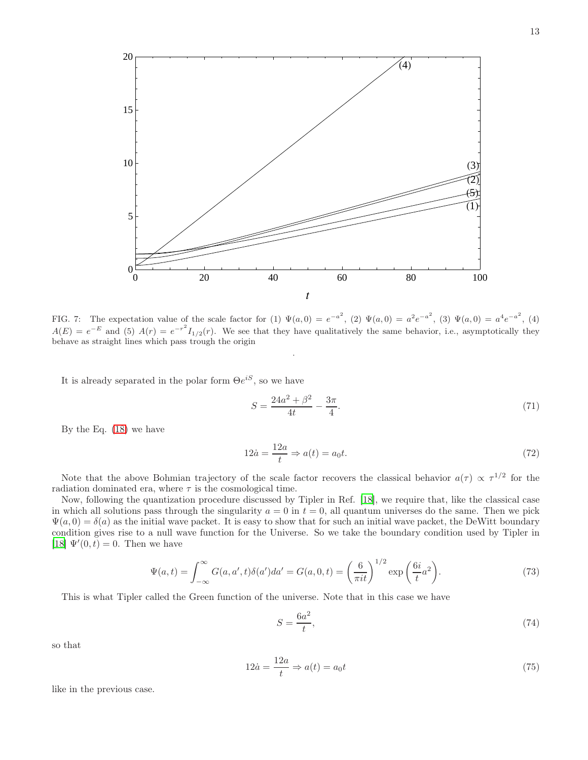FIG. 7: The expectation value of the scale factor for (1) $\Psi(a,0) = e^{-a^2}$, (2) $\Psi(a,0) = a^2 e^{-a^2}$, (3) $\Psi(a,0) = a^4 e^{-a^2}$, (4) $A(E) = e^{-E}$ and (5) $A(r) = e^{-r^2} I_{1/2}(r)$. We see that they have qualitatively the same behavior, i.e., asymptotically they behave as straight lines which pass trough the origin

.

It is already separated in the polar form $\Theta e^{iS}$, so we have

$$S = \frac{24a^2 + \beta^2}{4t} - \frac{3\pi}{4}. \tag{71}$$

By the Eq. (18) we have

$$12\dot{a} = \frac{12a}{t} \Rightarrow a(t) = a_0 t. \tag{72}$$

Note that the above Bohmian trajectory of the scale factor recovers the classical behavior $a(\tau) \propto \tau^{1/2}$ for the radiation dominated era, where $\tau$ is the cosmological time.

Now, following the quantization procedure discussed by Tipler in Ref. [18], we require that, like the classical case in which all solutions pass through the singularity $a = 0$ in $t = 0$, all quantum universes do the same. Then we pick $\Psi(a, 0) = \delta(a)$ as the initial wave packet. It is easy to show that for such an initial wave packet, the DeWitt boundary condition gives rise to a null wave function for the Universe. So we take the boundary condition used by Tipler in [18] $\Psi'(0, t) = 0$. Then we have

$$\Psi(a,t) = \int_{-\infty}^{\infty} G(a,a',t)\delta(a')da' = G(a,0,t) = \left(\frac{6}{\pi i t}\right)^{1/2} \exp\left(\frac{6i}{t}a^2\right). \tag{73}$$

This is what Tipler called the Green function of the universe. Note that in this case we have

$$S = \frac{6a^2}{t}, \tag{74}$$

so that

$$12\dot{a} = \frac{12a}{t} \Rightarrow a(t) = a_0 t \tag{75}$$

like in the previous case.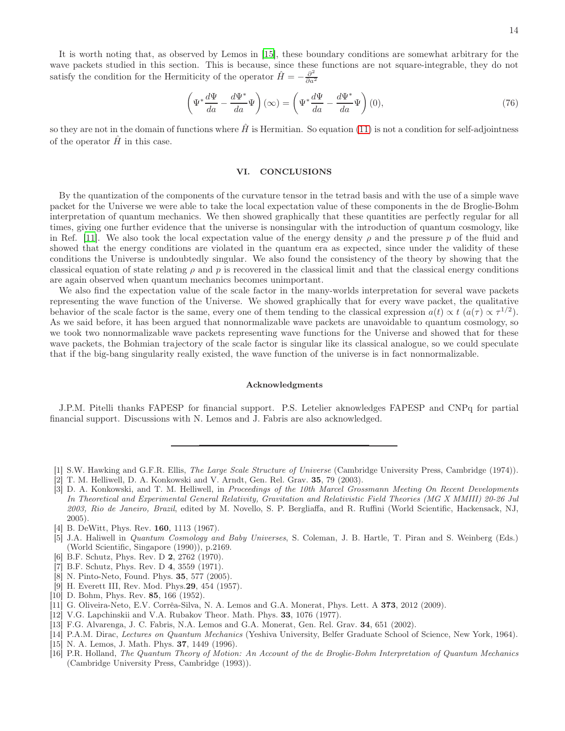It is worth noting that, as observed by Lemos in [15], these boundary conditions are somewhat arbitrary for the wave packets studied in this section. This is because, since these functions are not square-integrable, they do not satisfy the condition for the Hermiticity of the operator $\hat{H} = -\frac{\partial^2}{\partial a^2}$

$$\left(\Psi^* \frac{d\Psi}{da} - \frac{d\Psi^*}{da}\Psi\right)(\infty) = \left(\Psi^* \frac{d\Psi}{da} - \frac{d\Psi^*}{da}\Psi\right)(0), \tag{76}$$

so they are not in the domain of functions where $\hat{H}$ is Hermitian. So equation (11) is not a condition for self-adjointness of the operator $\hat{H}$ in this case.

## VI. CONCLUSIONS

By the quantization of the components of the curvature tensor in the tetrad basis and with the use of a simple wave packet for the Universe we were able to take the local expectation value of these components in the de Broglie-Bohm interpretation of quantum mechanics. We then showed graphically that these quantities are perfectly regular for all times, giving one further evidence that the universe is nonsingular with the introduction of quantum cosmology, like in Ref. [11]. We also took the local expectation value of the energy density $\rho$ and the pressure $p$ of the fluid and showed that the energy conditions are violated in the quantum era as expected, since under the validity of these conditions the Universe is undoubtedly singular. We also found the consistency of the theory by showing that the classical equation of state relating $\rho$ and $p$ is recovered in the classical limit and that the classical energy conditions are again observed when quantum mechanics becomes unimportant.

We also find the expectation value of the scale factor in the many-worlds interpretation for several wave packets representing the wave function of the Universe. We showed graphically that for every wave packet, the qualitative behavior of the scale factor is the same, every one of them tending to the classical expression $a(t) \propto t$ ($a(\tau) \propto \tau^{1/2}$). As we said before, it has been argued that nonnormalizable wave packets are unavoidable to quantum cosmology, so we took two nonnormalizable wave packets representing wave functions for the Universe and showed that for these wave packets, the Bohmian trajectory of the scale factor is singular like its classical analogue, so we could speculate that if the big-bang singularity really existed, the wave function of the universe is in fact nonnormalizable.

### Acknowledgments

J.P.M. Pitelli thanks FAPESP for financial support. P.S. Letelier aknowledges FAPESP and CNPq for partial financial support. Discussions with N. Lemos and J. Fabris are also acknowledged.

---

[1] S.W. Hawking and G.F.R. Ellis, *The Large Scale Structure of Universe* (Cambridge University Press, Cambridge (1974)).
[2] T. M. Helliwell, D. A. Konkowski and V. Arndt, Gen. Rel. Grav. **35**, 79 (2003).
[3] D. A. Konkowski, and T. M. Helliwell, in *Proceedings of the 10th Marcel Grossmann Meeting On Recent Developments In Theoretical and Experimental General Relativity, Gravitation and Relativistic Field Theories (MG X MMIII) 20-26 Jul 2003, Rio de Janeiro, Brazil*, edited by M. Novello, S. P. Bergliaffa, and R. Ruffini (World Scientific, Hackensack, NJ, 2005).
[4] B. DeWitt, Phys. Rev. **160**, 1113 (1967).
[5] J.A. Haliwell in *Quantum Cosmology and Baby Universes*, S. Coleman, J. B. Hartle, T. Piran and S. Weinberg (Eds.) (World Scientific, Singapore (1990)), p.2169.
[6] B.F. Schutz, Phys. Rev. D **2**, 2762 (1970).
[7] B.F. Schutz, Phys. Rev. D **4**, 3559 (1971).
[8] N. Pinto-Neto, Found. Phys. **35**, 577 (2005).
[9] H. Everett III, Rev. Mod. Phys.**29**, 454 (1957).
[10] D. Bohm, Phys. Rev. **85**, 166 (1952).
[11] G. Oliveira-Neto, E.V. Corrêa-Silva, N. A. Lemos and G.A. Monerat, Phys. Lett. A **373**, 2012 (2009).
[12] V.G. Lapchinskii and V.A. Rubakov Theor. Math. Phys. **33**, 1076 (1977).
[13] F.G. Alvarenga, J. C. Fabris, N.A. Lemos and G.A. Monerat, Gen. Rel. Grav. **34**, 651 (2002).
[14] P.A.M. Dirac, *Lectures on Quantum Mechanics* (Yeshiva University, Belfer Graduate School of Science, New York, 1964).
[15] N. A. Lemos, J. Math. Phys. **37**, 1449 (1996).
[16] P.R. Holland, *The Quantum Theory of Motion: An Account of the de Broglie-Bohm Interpretation of Quantum Mechanics* (Cambridge University Press, Cambridge (1993)).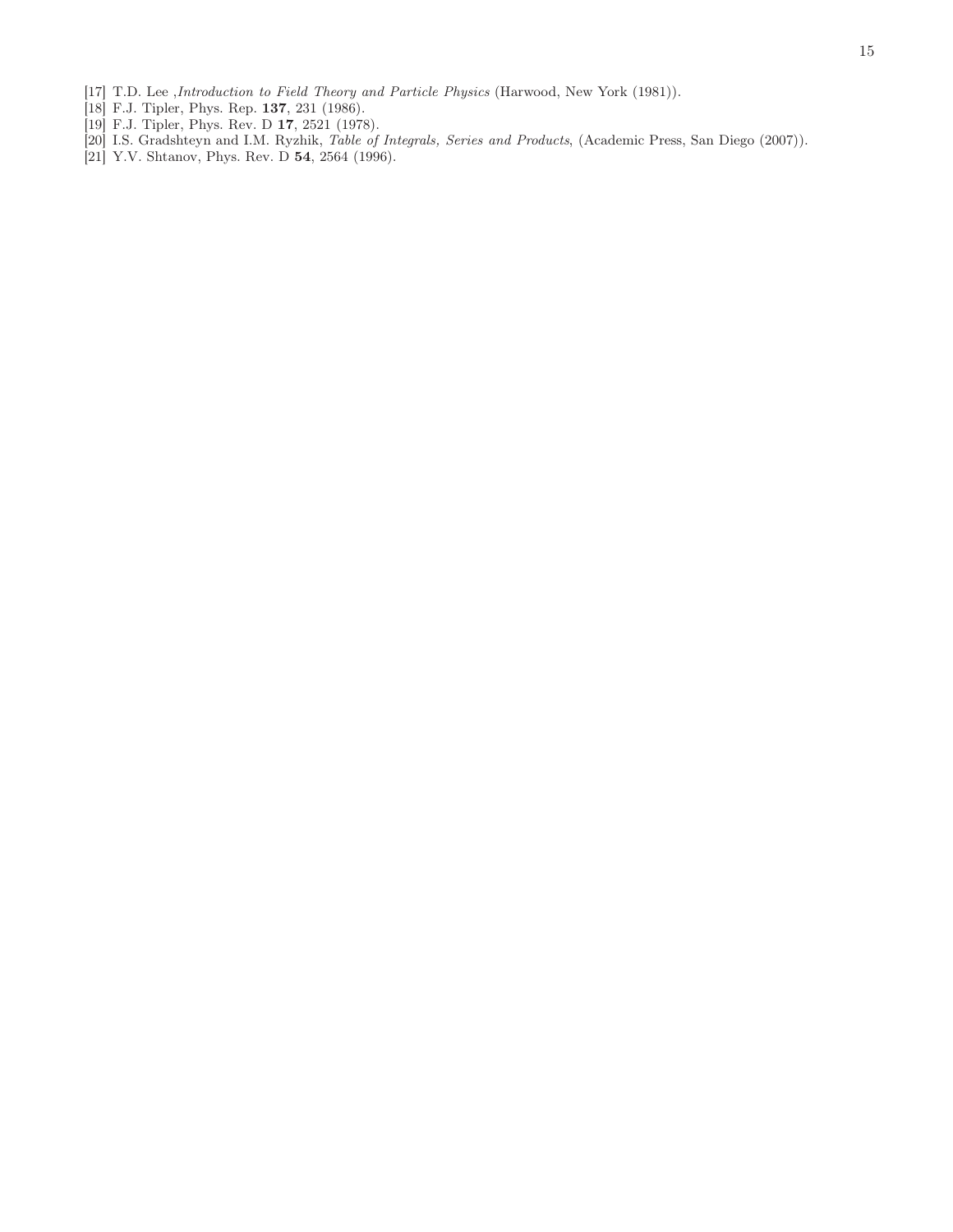[17] T.D. Lee ,*Introduction to Field Theory and Particle Physics* (Harwood, New York (1981)).
[18] F.J. Tipler, Phys. Rep. **137**, 231 (1986).
[19] F.J. Tipler, Phys. Rev. D **17**, 2521 (1978).
[20] I.S. Gradshteyn and I.M. Ryzhik, *Table of Integrals, Series and Products*, (Academic Press, San Diego (2007)).
[21] Y.V. Shtanov, Phys. Rev. D **54**, 2564 (1996).